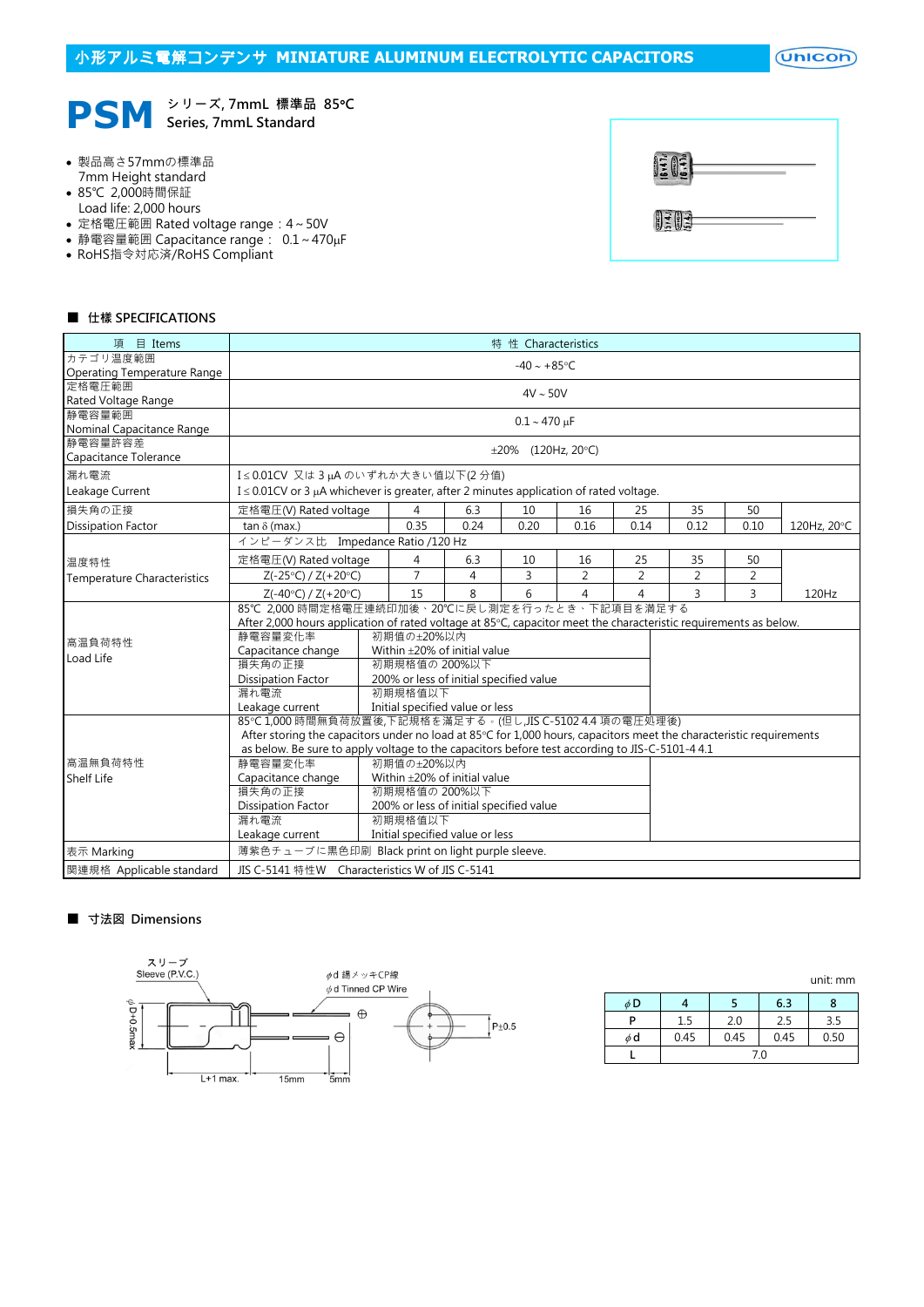# 小形アルミ電解コンデンサ MINIATURE ALUMINUM ELECTROLYTIC CAPACITORS

## PSM シリーズ, 7mmL 標準品 85°C Series, 7mmL Standard

- 製品高さ57mmの標準品
  7mm Height standard
- 85℃ 2,000時間保証
  Load life: 2,000 hours
- 定格電圧範囲 Rated voltage range：4～50V
- 静電容量範囲 Capacitance range： 0.1～470μF
- RoHS指令対応済/RoHS Compliant

### ■ 仕様 SPECIFICATIONS

| 項 目 Items | 特 性 Characteristics | | | | | | | |
|---|---|---|---|---|---|---|---|---|
| カテゴリ温度範囲 Operating Temperature Range | -40 ~ +85°C | | | | | | | |
| 定格電圧範囲 Rated Voltage Range | 4V ~ 50V | | | | | | | |
| 静電容量範囲 Nominal Capacitance Range | 0.1 ~ 470 μF | | | | | | | |
| 静電容量許容差 Capacitance Tolerance | ±20% (120Hz, 20°C) | | | | | | | |
| 漏れ電流 Leakage Current | I ≤ 0.01CV 又は 3 μA のいずれか大きい値以下(2 分値) I ≤ 0.01CV or 3 μA whichever is greater, after 2 minutes application of rated voltage. | | | | | | | |
| 損失角の正接 Dissipation Factor | 定格電圧(V) Rated voltage | 4 | 6.3 | 10 | 16 | 25 | 35 | 50 |
| | tan δ (max.) | 0.35 | 0.24 | 0.20 | 0.16 | 0.14 | 0.12 | 0.10 | 120Hz, 20°C |
| 温度特性 Temperature Characteristics | インピーダンス比 Impedance Ratio /120 Hz | | | | | | | |
| | 定格電圧(V) Rated voltage | 4 | 6.3 | 10 | 16 | 25 | 35 | 50 |
| | Z(-25°C) / Z(+20°C) | 7 | 4 | 3 | 2 | 2 | 2 | 2 |
| | Z(-40°C) / Z(+20°C) | 15 | 8 | 6 | 4 | 4 | 3 | 3 | 120Hz |
| 高温負荷特性 Load Life | 85℃ 2,000 時間定格電圧連続印加後、20℃に戻し測定を行ったとき、下記項目を満足する After 2,000 hours application of rated voltage at 85°C, capacitor meet the characteristic requirements as below. | | | | | | | |
| | 静電容量変化率 Capacitance change | 初期値の±20%以内 Within ±20% of initial value | | | | | | |
| | 損失角の正接 Dissipation Factor | 初期規格値の 200%以下 200% or less of initial specified value | | | | | | |
| | 漏れ電流 Leakage current | 初期規格値以下 Initial specified value or less | | | | | | |
| 高温無負荷特性 Shelf Life | 85°C 1,000 時間無負荷放置後,下記規格を満足する。(但し,JIS C-5102 4.4 項の電圧処理後) After storing the capacitors under no load at 85°C for 1,000 hours, capacitors meet the characteristic requirements as below. Be sure to apply voltage to the capacitors before test according to JIS-C-5101-4 4.1 | | | | | | | |
| | 静電容量変化率 Capacitance change | 初期値の±20%以内 Within ±20% of initial value | | | | | | |
| | 損失角の正接 Dissipation Factor | 初期規格値の 200%以下 200% or less of initial specified value | | | | | | |
| | 漏れ電流 Leakage current | 初期規格値以下 Initial specified value or less | | | | | | |
| 表示 Marking | 薄紫色チューブに黒色印刷 Black print on light purple sleeve. | | | | | | | |
| 関連規格 Applicable standard | JIS C-5141 特性W Characteristics W of JIS C-5141 | | | | | | | |

### ■ 寸法図 Dimensions

スリーブ Sleeve (P.V.C.)
φd 錫メッキCP線 φd Tinned CP Wire
φD+0.5max
L+1 max. 15mm 5mm
P±0.5

unit: mm

| φD | 4 | 5 | 6.3 | 8 |
|---|---|---|---|---|
| P | 1.5 | 2.0 | 2.5 | 3.5 |
| φd | 0.45 | 0.45 | 0.45 | 0.50 |
| L | 7.0 | | | |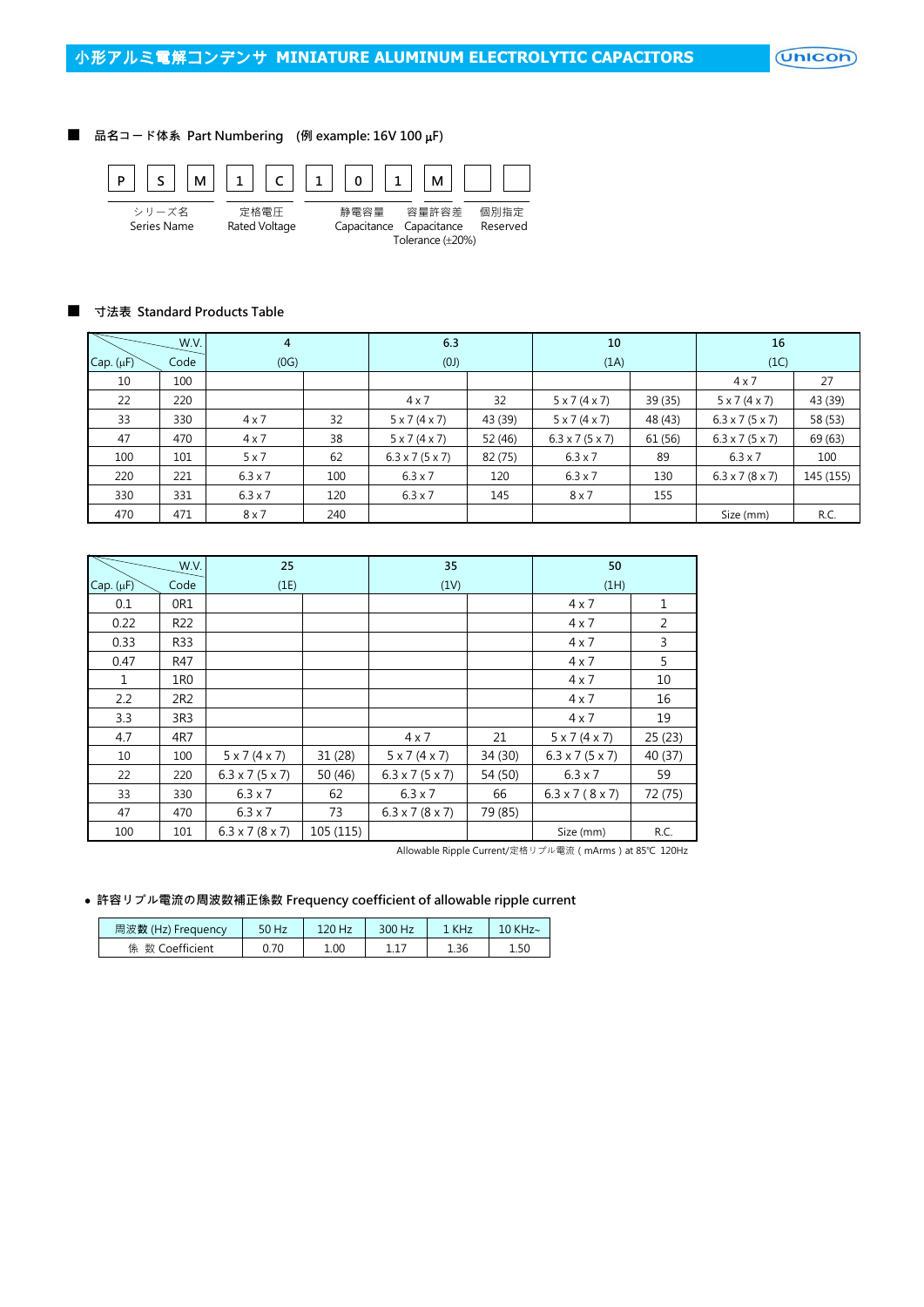## 小形アルミ電解コンデンサ MINIATURE ALUMINUM ELECTROLYTIC CAPACITORS

### ■ 品名コード体系 Part Numbering (例 example: 16V 100 μF)

| P | S | M | 1 | C | 1 | 0 | 1 | M | | |
|---|---|---|---|---|---|---|---|---|---|---|

- P S M: シリーズ名 Series Name
- 1 C: 定格電圧 Rated Voltage
- 1 0 1: 静電容量 Capacitance
- M: 容量許容差 Capacitance Tolerance (±20%)
- 個別指定 Reserved

### ■ 寸法表 Standard Products Table

| W.V. / Cap. (μF) | Code | 4 (0G) | | 6.3 (0J) | | 10 (1A) | | 16 (1C) | |
|---|---|---|---|---|---|---|---|---|---|
| 10 | 100 | | | | | | | 4 x 7 | 27 |
| 22 | 220 | | | 4 x 7 | 32 | 5 x 7 (4 x 7) | 39 (35) | 5 x 7 (4 x 7) | 43 (39) |
| 33 | 330 | 4 x 7 | 32 | 5 x 7 (4 x 7) | 43 (39) | 5 x 7 (4 x 7) | 48 (43) | 6.3 x 7 (5 x 7) | 58 (53) |
| 47 | 470 | 4 x 7 | 38 | 5 x 7 (4 x 7) | 52 (46) | 6.3 x 7 (5 x 7) | 61 (56) | 6.3 x 7 (5 x 7) | 69 (63) |
| 100 | 101 | 5 x 7 | 62 | 6.3 x 7 (5 x 7) | 82 (75) | 6.3 x 7 | 89 | 6.3 x 7 | 100 |
| 220 | 221 | 6.3 x 7 | 100 | 6.3 x 7 | 120 | 6.3 x 7 | 130 | 6.3 x 7 (8 x 7) | 145 (155) |
| 330 | 331 | 6.3 x 7 | 120 | 6.3 x 7 | 145 | 8 x 7 | 155 | | |
| 470 | 471 | 8 x 7 | 240 | | | | | Size (mm) | R.C. |

| W.V. / Cap. (μF) | Code | 25 (1E) | | 35 (1V) | | 50 (1H) | |
|---|---|---|---|---|---|---|---|
| 0.1 | 0R1 | | | | | 4 x 7 | 1 |
| 0.22 | R22 | | | | | 4 x 7 | 2 |
| 0.33 | R33 | | | | | 4 x 7 | 3 |
| 0.47 | R47 | | | | | 4 x 7 | 5 |
| 1 | 1R0 | | | | | 4 x 7 | 10 |
| 2.2 | 2R2 | | | | | 4 x 7 | 16 |
| 3.3 | 3R3 | | | | | 4 x 7 | 19 |
| 4.7 | 4R7 | | | 4 x 7 | 21 | 5 x 7 (4 x 7) | 25 (23) |
| 10 | 100 | 5 x 7 (4 x 7) | 31 (28) | 5 x 7 (4 x 7) | 34 (30) | 6.3 x 7 (5 x 7) | 40 (37) |
| 22 | 220 | 6.3 x 7 (5 x 7) | 50 (46) | 6.3 x 7 (5 x 7) | 54 (50) | 6.3 x 7 | 59 |
| 33 | 330 | 6.3 x 7 | 62 | 6.3 x 7 | 66 | 6.3 x 7 ( 8 x 7) | 72 (75) |
| 47 | 470 | 6.3 x 7 | 73 | 6.3 x 7 (8 x 7) | 79 (85) | | |
| 100 | 101 | 6.3 x 7 (8 x 7) | 105 (115) | | | Size (mm) | R.C. |

Allowable Ripple Current/定格リプル電流 ( mArms ) at 85℃ 120Hz

- **許容リプル電流の周波数補正係数 Frequency coefficient of allowable ripple current**

| 周波数 (Hz) Frequency | 50 Hz | 120 Hz | 300 Hz | 1 KHz | 10 KHz~ |
|---|---|---|---|---|---|
| 係 数 Coefficient | 0.70 | 1.00 | 1.17 | 1.36 | 1.50 |